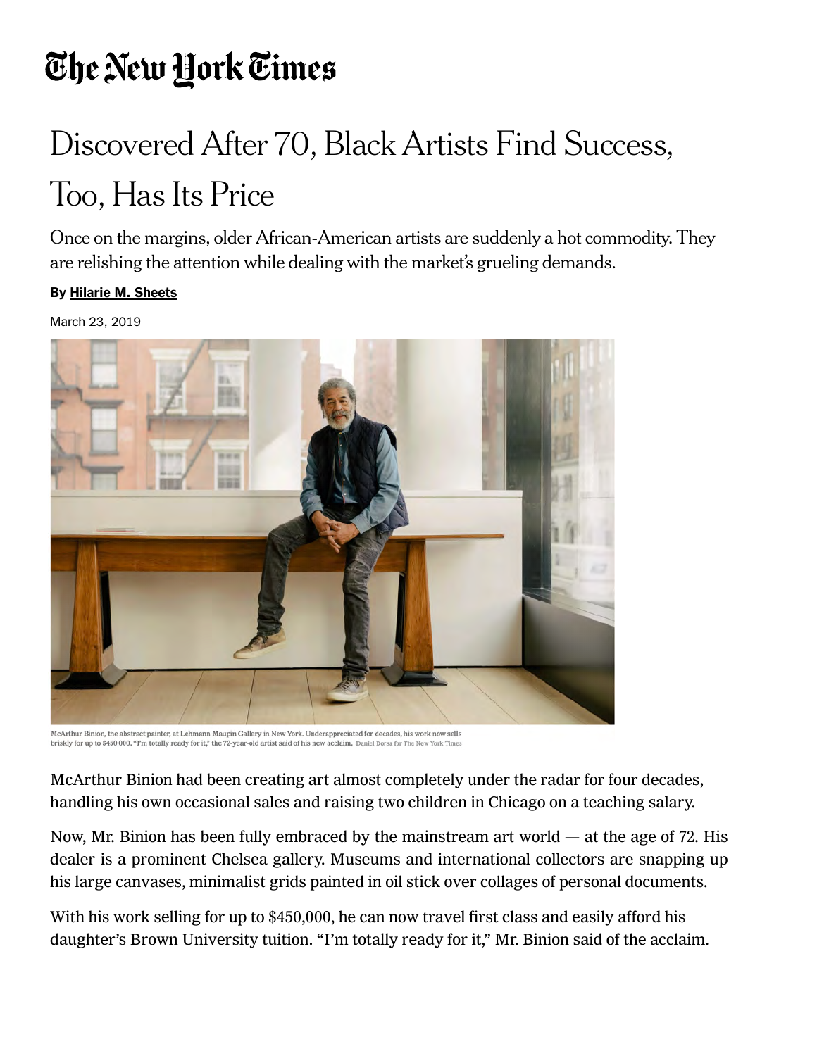The New York Times

# Discovered After 70, Black Artists Find Success, Too, Has Its Price

Once on the margins, older African-American artists are suddenly a hot commodity. They are relishing the attention while dealing with the market's grueling demands.

**By Hilarie M. Sheets**

March 23, 2019

McArthur Binion, the abstract painter, at Lehmann Maupin Gallery in New York. Underappreciated for decades, his work now sells briskly for up to $450,000. "I'm totally ready for it," the 72-year-old artist said of his new acclaim. Daniel Dorsa for The New York Times

McArthur Binion had been creating art almost completely under the radar for four decades, handling his own occasional sales and raising two children in Chicago on a teaching salary.

Now, Mr. Binion has been fully embraced by the mainstream art world — at the age of 72. His dealer is a prominent Chelsea gallery. Museums and international collectors are snapping up his large canvases, minimalist grids painted in oil stick over collages of personal documents.

With his work selling for up to $450,000, he can now travel first class and easily afford his daughter's Brown University tuition. "I'm totally ready for it," Mr. Binion said of the acclaim.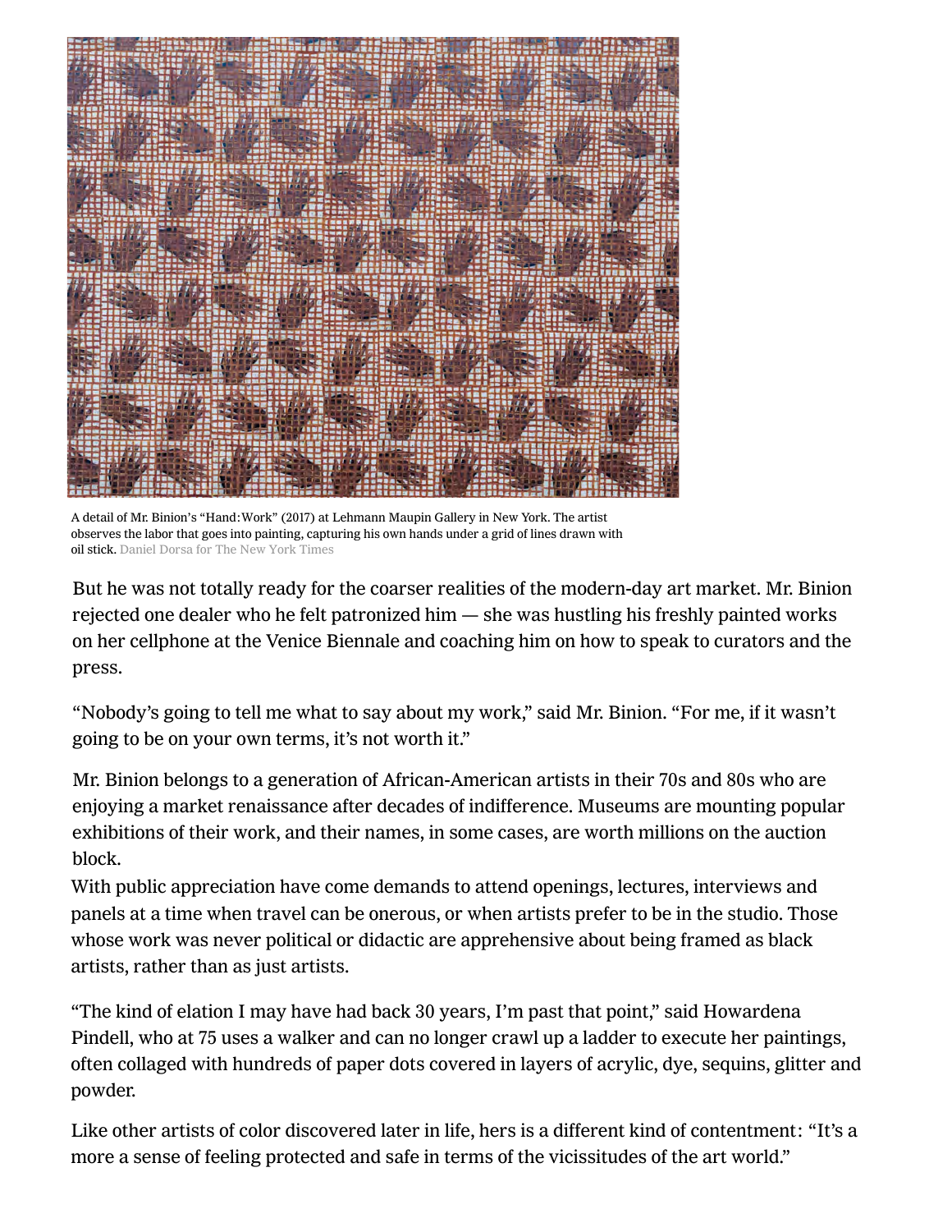A detail of Mr. Binion's "Hand:Work" (2017) at Lehmann Maupin Gallery in New York. The artist observes the labor that goes into painting, capturing his own hands under a grid of lines drawn with oil stick. Daniel Dorsa for The New York Times

But he was not totally ready for the coarser realities of the modern-day art market. Mr. Binion rejected one dealer who he felt patronized him — she was hustling his freshly painted works on her cellphone at the Venice Biennale and coaching him on how to speak to curators and the press.

"Nobody's going to tell me what to say about my work," said Mr. Binion. "For me, if it wasn't going to be on your own terms, it's not worth it."

Mr. Binion belongs to a generation of African-American artists in their 70s and 80s who are enjoying a market renaissance after decades of indifference. Museums are mounting popular exhibitions of their work, and their names, in some cases, are worth millions on the auction block.

With public appreciation have come demands to attend openings, lectures, interviews and panels at a time when travel can be onerous, or when artists prefer to be in the studio. Those whose work was never political or didactic are apprehensive about being framed as black artists, rather than as just artists.

"The kind of elation I may have had back 30 years, I'm past that point," said Howardena Pindell, who at 75 uses a walker and can no longer crawl up a ladder to execute her paintings, often collaged with hundreds of paper dots covered in layers of acrylic, dye, sequins, glitter and powder.

Like other artists of color discovered later in life, hers is a different kind of contentment: "It's a more a sense of feeling protected and safe in terms of the vicissitudes of the art world."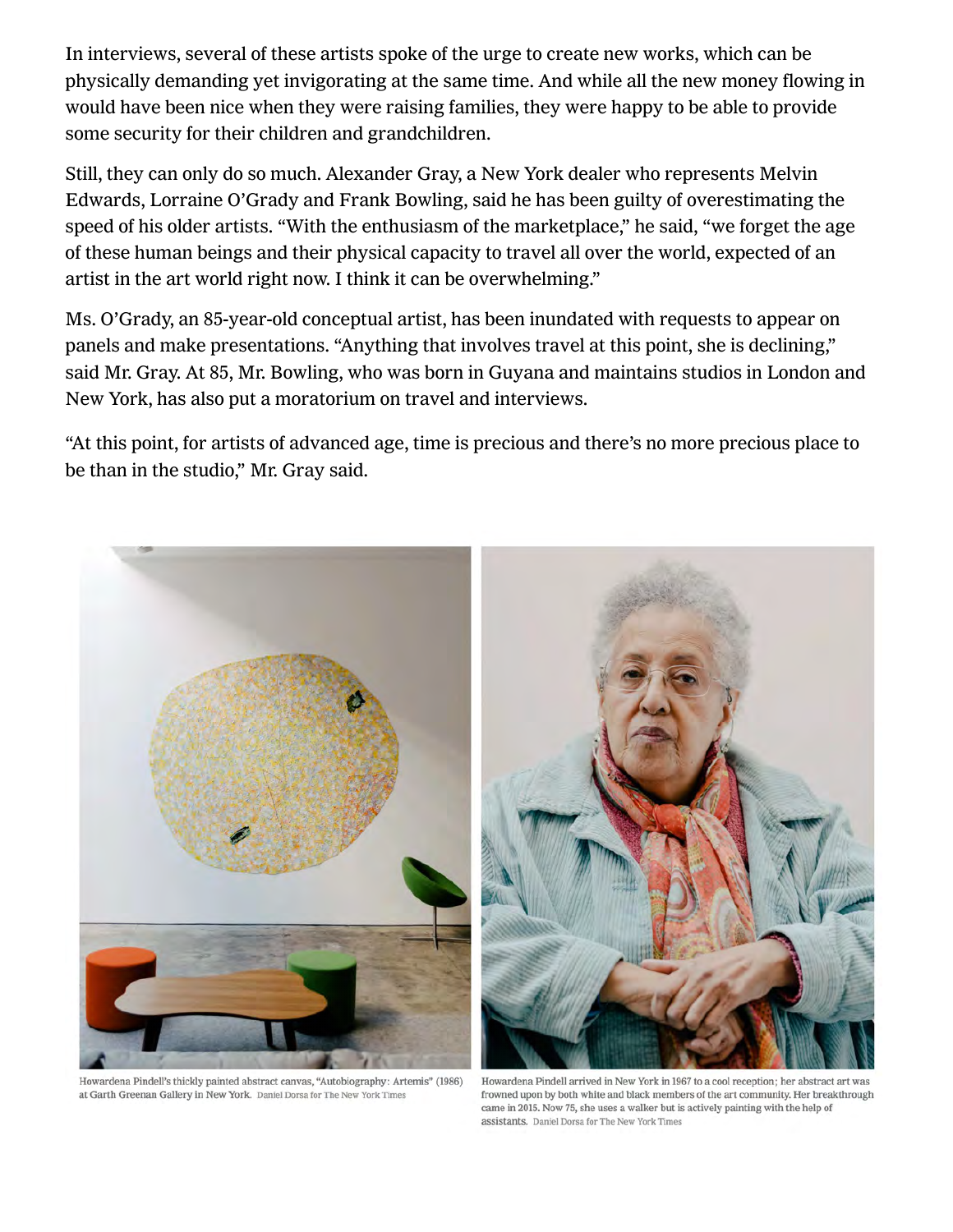In interviews, several of these artists spoke of the urge to create new works, which can be physically demanding yet invigorating at the same time. And while all the new money flowing in would have been nice when they were raising families, they were happy to be able to provide some security for their children and grandchildren.

Still, they can only do so much. Alexander Gray, a New York dealer who represents Melvin Edwards, Lorraine O'Grady and Frank Bowling, said he has been guilty of overestimating the speed of his older artists. "With the enthusiasm of the marketplace," he said, "we forget the age of these human beings and their physical capacity to travel all over the world, expected of an artist in the art world right now. I think it can be overwhelming."

Ms. O'Grady, an 85-year-old conceptual artist, has been inundated with requests to appear on panels and make presentations. "Anything that involves travel at this point, she is declining," said Mr. Gray. At 85, Mr. Bowling, who was born in Guyana and maintains studios in London and New York, has also put a moratorium on travel and interviews.

"At this point, for artists of advanced age, time is precious and there's no more precious place to be than in the studio," Mr. Gray said.

Howardena Pindell's thickly painted abstract canvas, "Autobiography: Artemis" (1986) at Garth Greenan Gallery in New York. Daniel Dorsa for The New York Times

Howardena Pindell arrived in New York in 1967 to a cool reception; her abstract art was frowned upon by both white and black members of the art community. Her breakthrough came in 2015. Now 75, she uses a walker but is actively painting with the help of assistants. Daniel Dorsa for The New York Times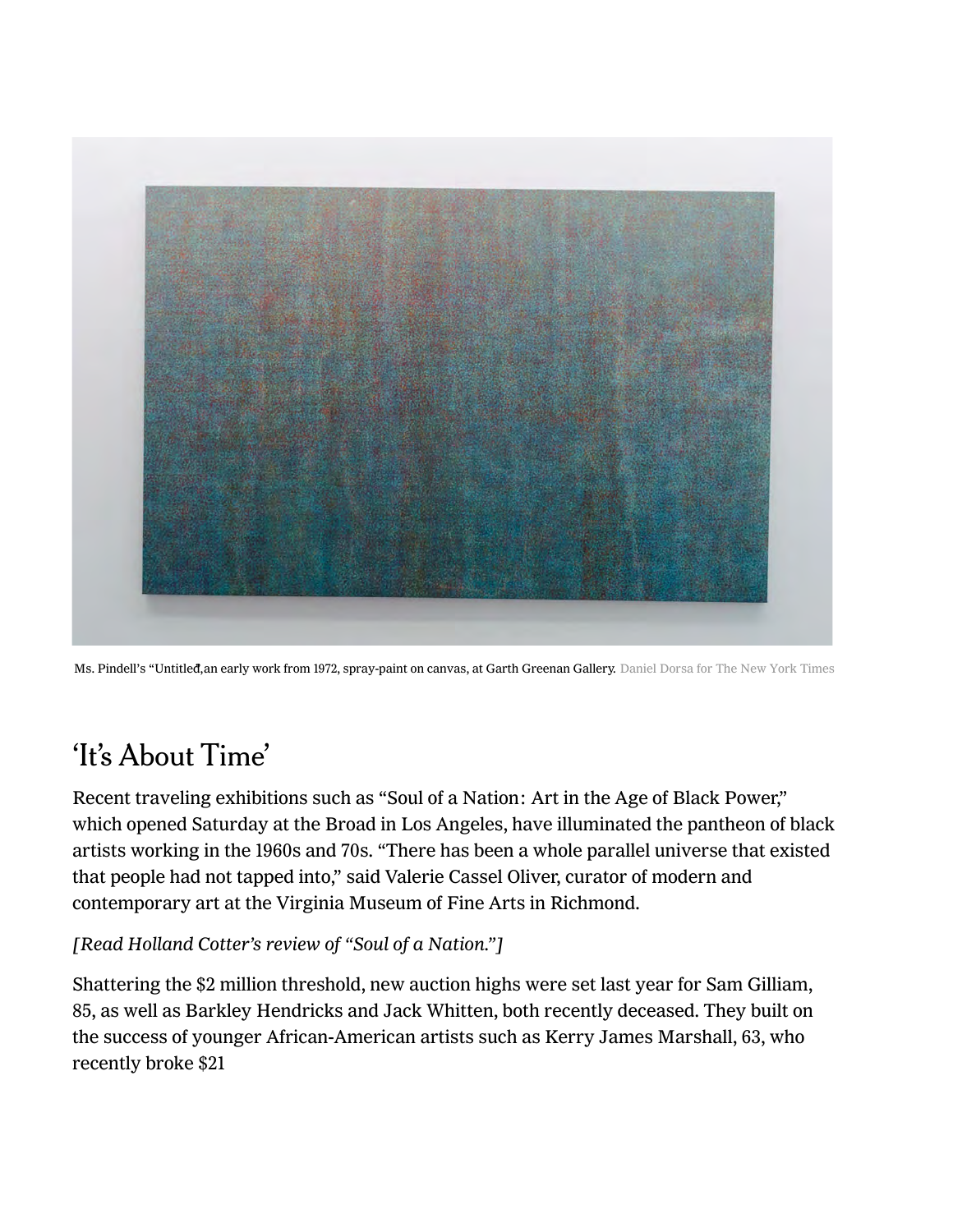Ms. Pindell's "Untitled," an early work from 1972, spray-paint on canvas, at Garth Greenan Gallery. Daniel Dorsa for The New York Times

## 'It's About Time'

Recent traveling exhibitions such as "Soul of a Nation: Art in the Age of Black Power," which opened Saturday at the Broad in Los Angeles, have illuminated the pantheon of black artists working in the 1960s and 70s. "There has been a whole parallel universe that existed that people had not tapped into," said Valerie Cassel Oliver, curator of modern and contemporary art at the Virginia Museum of Fine Arts in Richmond.

*[Read Holland Cotter's review of "Soul of a Nation."]*

Shattering the $2 million threshold, new auction highs were set last year for Sam Gilliam, 85, as well as Barkley Hendricks and Jack Whitten, both recently deceased. They built on the success of younger African-American artists such as Kerry James Marshall, 63, who recently broke $21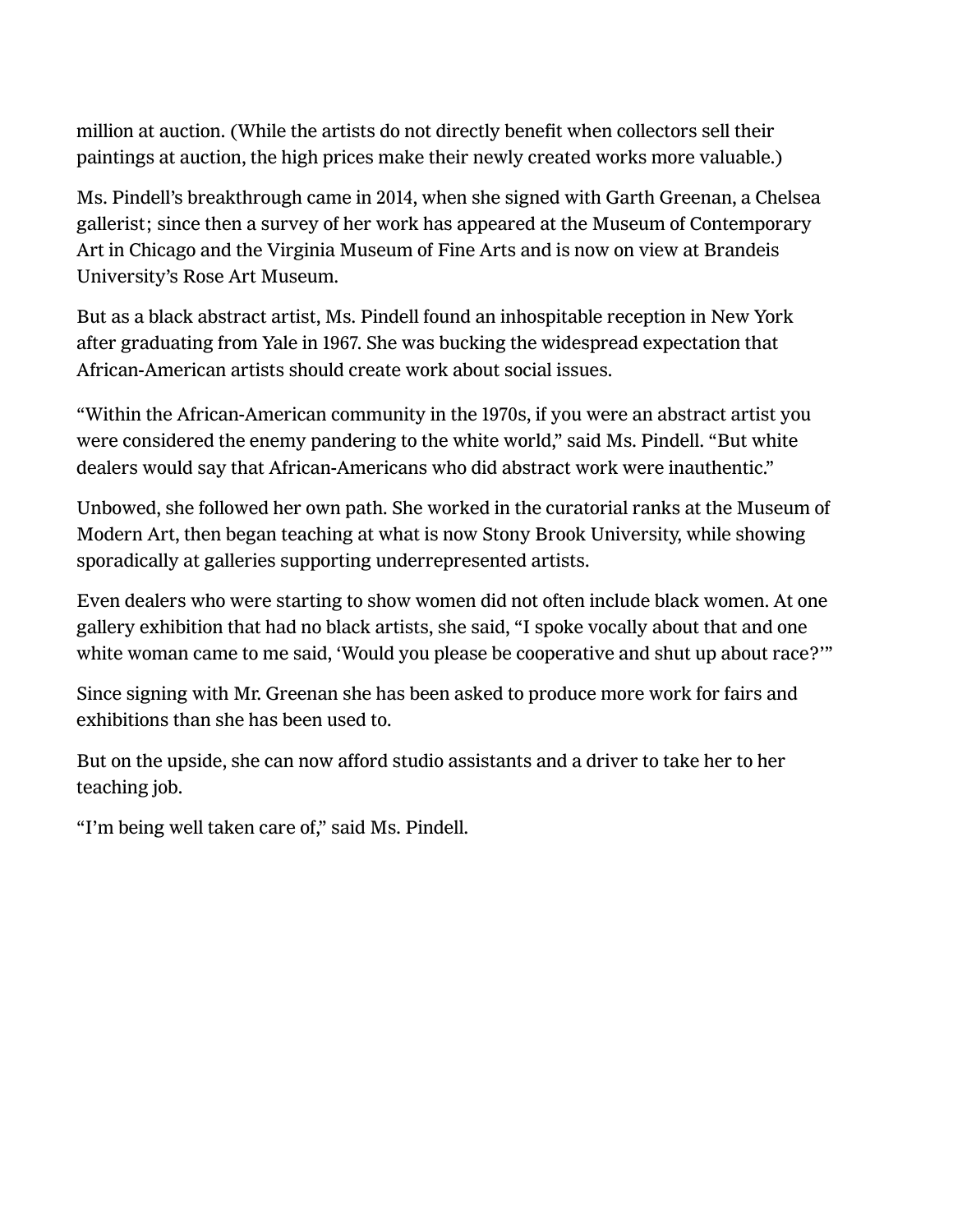million at auction. (While the artists do not directly benefit when collectors sell their paintings at auction, the high prices make their newly created works more valuable.)

Ms. Pindell's breakthrough came in 2014, when she signed with Garth Greenan, a Chelsea gallerist; since then a survey of her work has appeared at the Museum of Contemporary Art in Chicago and the Virginia Museum of Fine Arts and is now on view at Brandeis University's Rose Art Museum.

But as a black abstract artist, Ms. Pindell found an inhospitable reception in New York after graduating from Yale in 1967. She was bucking the widespread expectation that African-American artists should create work about social issues.

"Within the African-American community in the 1970s, if you were an abstract artist you were considered the enemy pandering to the white world," said Ms. Pindell. "But white dealers would say that African-Americans who did abstract work were inauthentic."

Unbowed, she followed her own path. She worked in the curatorial ranks at the Museum of Modern Art, then began teaching at what is now Stony Brook University, while showing sporadically at galleries supporting underrepresented artists.

Even dealers who were starting to show women did not often include black women. At one gallery exhibition that had no black artists, she said, "I spoke vocally about that and one white woman came to me said, 'Would you please be cooperative and shut up about race?'"

Since signing with Mr. Greenan she has been asked to produce more work for fairs and exhibitions than she has been used to.

But on the upside, she can now afford studio assistants and a driver to take her to her teaching job.

"I'm being well taken care of," said Ms. Pindell.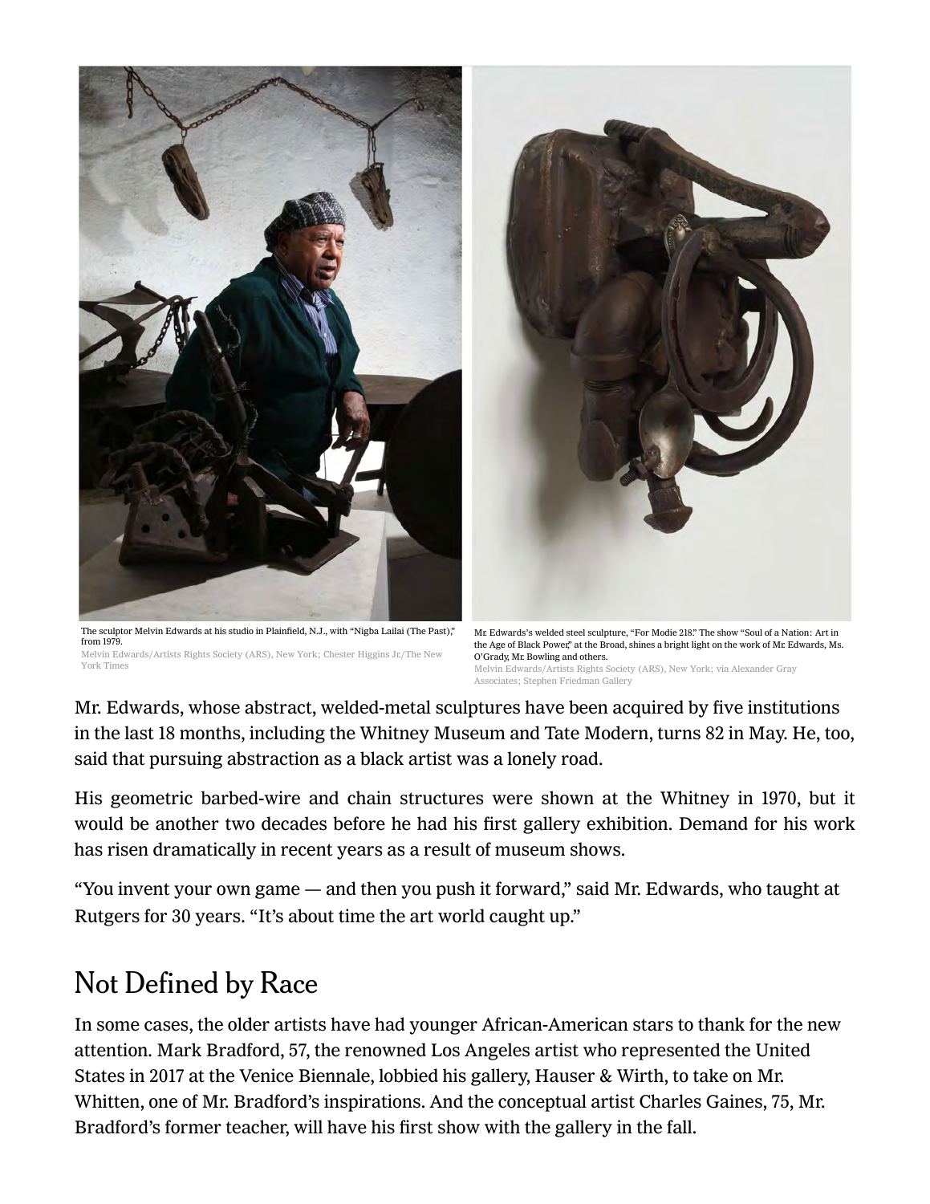The sculptor Melvin Edwards at his studio in Plainfield, N.J., with "Nigba Lailai (The Past)," from 1979.
Melvin Edwards/Artists Rights Society (ARS), New York; Chester Higgins Jr./The New York Times

Mr. Edwards's welded steel sculpture, "For Modie 218." The show "Soul of a Nation: Art in the Age of Black Power," at the Broad, shines a bright light on the work of Mr. Edwards, Ms. O'Grady, Mr. Bowling and others.
Melvin Edwards/Artists Rights Society (ARS), New York; via Alexander Gray Associates; Stephen Friedman Gallery

Mr. Edwards, whose abstract, welded-metal sculptures have been acquired by five institutions in the last 18 months, including the Whitney Museum and Tate Modern, turns 82 in May. He, too, said that pursuing abstraction as a black artist was a lonely road.

His geometric barbed-wire and chain structures were shown at the Whitney in 1970, but it would be another two decades before he had his first gallery exhibition. Demand for his work has risen dramatically in recent years as a result of museum shows.

"You invent your own game — and then you push it forward," said Mr. Edwards, who taught at Rutgers for 30 years. "It's about time the art world caught up."

## Not Defined by Race

In some cases, the older artists have had younger African-American stars to thank for the new attention. Mark Bradford, 57, the renowned Los Angeles artist who represented the United States in 2017 at the Venice Biennale, lobbied his gallery, Hauser & Wirth, to take on Mr. Whitten, one of Mr. Bradford's inspirations. And the conceptual artist Charles Gaines, 75, Mr. Bradford's former teacher, will have his first show with the gallery in the fall.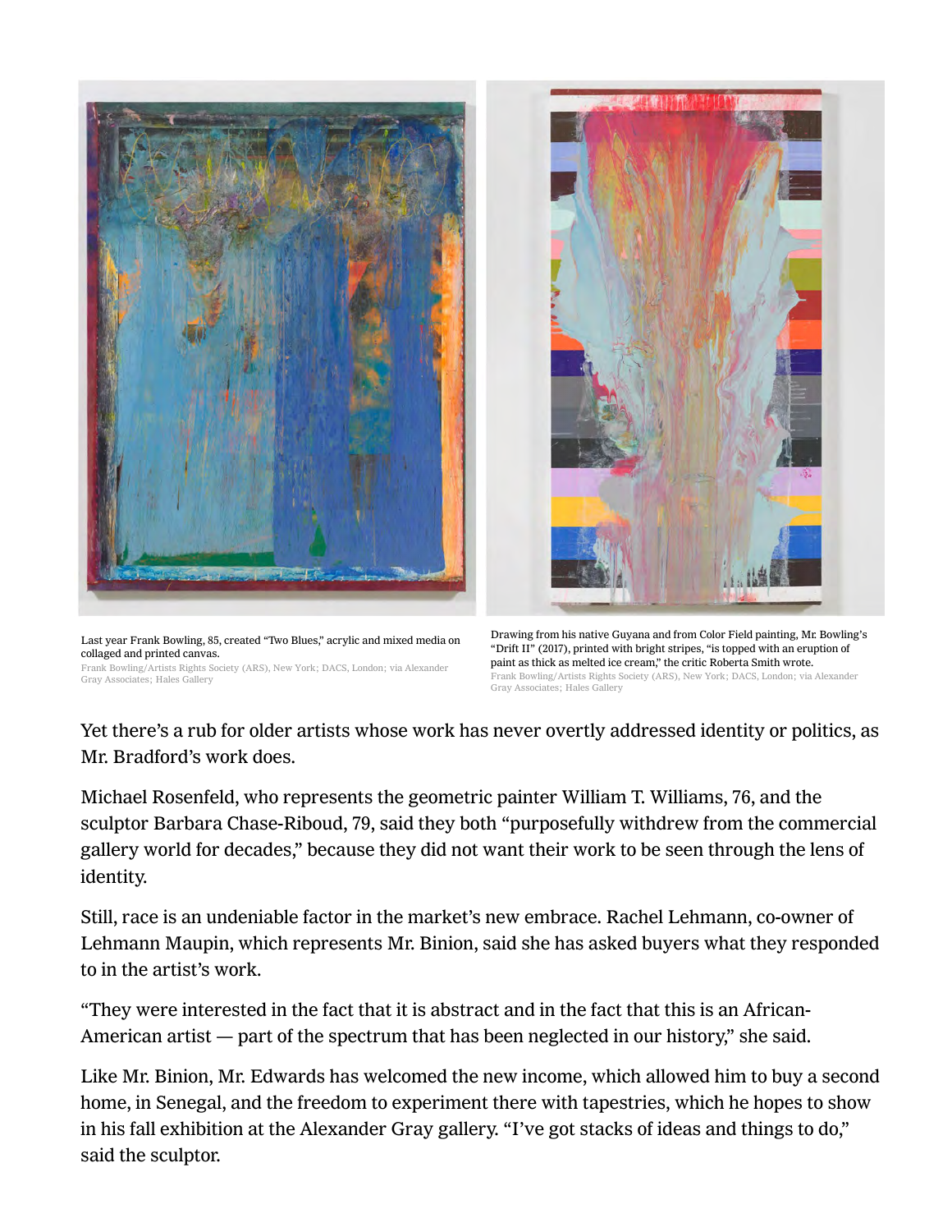Last year Frank Bowling, 85, created "Two Blues," acrylic and mixed media on collaged and printed canvas.
Frank Bowling/Artists Rights Society (ARS), New York; DACS, London; via Alexander Gray Associates; Hales Gallery

Drawing from his native Guyana and from Color Field painting, Mr. Bowling's "Drift II" (2017), printed with bright stripes, "is topped with an eruption of paint as thick as melted ice cream," the critic Roberta Smith wrote.
Frank Bowling/Artists Rights Society (ARS), New York; DACS, London; via Alexander Gray Associates; Hales Gallery

Yet there's a rub for older artists whose work has never overtly addressed identity or politics, as Mr. Bradford's work does.

Michael Rosenfeld, who represents the geometric painter William T. Williams, 76, and the sculptor Barbara Chase-Riboud, 79, said they both "purposefully withdrew from the commercial gallery world for decades," because they did not want their work to be seen through the lens of identity.

Still, race is an undeniable factor in the market's new embrace. Rachel Lehmann, co-owner of Lehmann Maupin, which represents Mr. Binion, said she has asked buyers what they responded to in the artist's work.

"They were interested in the fact that it is abstract and in the fact that this is an African-American artist — part of the spectrum that has been neglected in our history," she said.

Like Mr. Binion, Mr. Edwards has welcomed the new income, which allowed him to buy a second home, in Senegal, and the freedom to experiment there with tapestries, which he hopes to show in his fall exhibition at the Alexander Gray gallery. "I've got stacks of ideas and things to do," said the sculptor.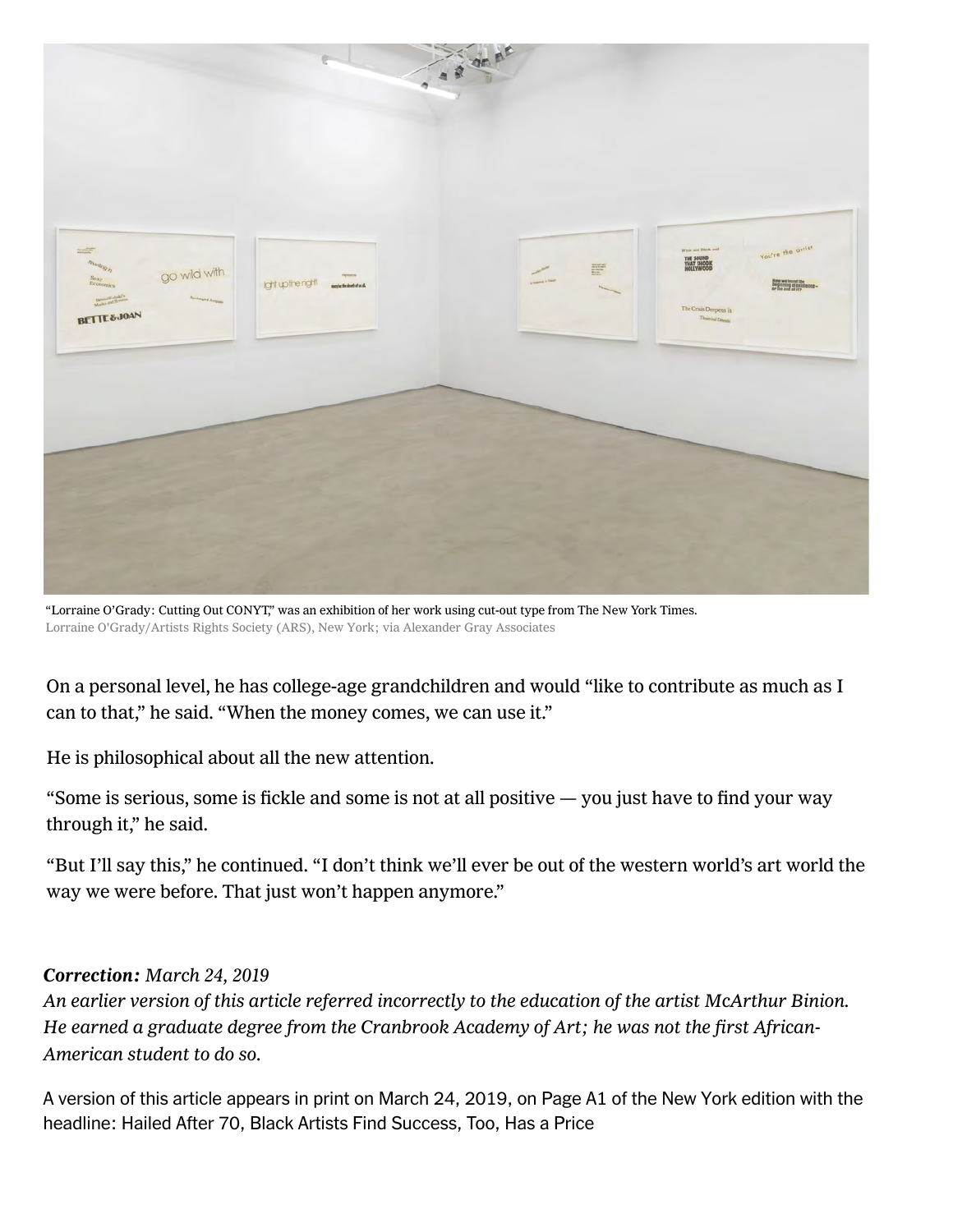"Lorraine O'Grady: Cutting Out CONYT," was an exhibition of her work using cut-out type from The New York Times.
Lorraine O'Grady/Artists Rights Society (ARS), New York; via Alexander Gray Associates

On a personal level, he has college-age grandchildren and would "like to contribute as much as I can to that," he said. "When the money comes, we can use it."

He is philosophical about all the new attention.

"Some is serious, some is fickle and some is not at all positive — you just have to find your way through it," he said.

"But I'll say this," he continued. "I don't think we'll ever be out of the western world's art world the way we were before. That just won't happen anymore."

***Correction:*** *March 24, 2019*
*An earlier version of this article referred incorrectly to the education of the artist McArthur Binion. He earned a graduate degree from the Cranbrook Academy of Art; he was not the first African-American student to do so.*

A version of this article appears in print on March 24, 2019, on Page A1 of the New York edition with the headline: Hailed After 70, Black Artists Find Success, Too, Has a Price